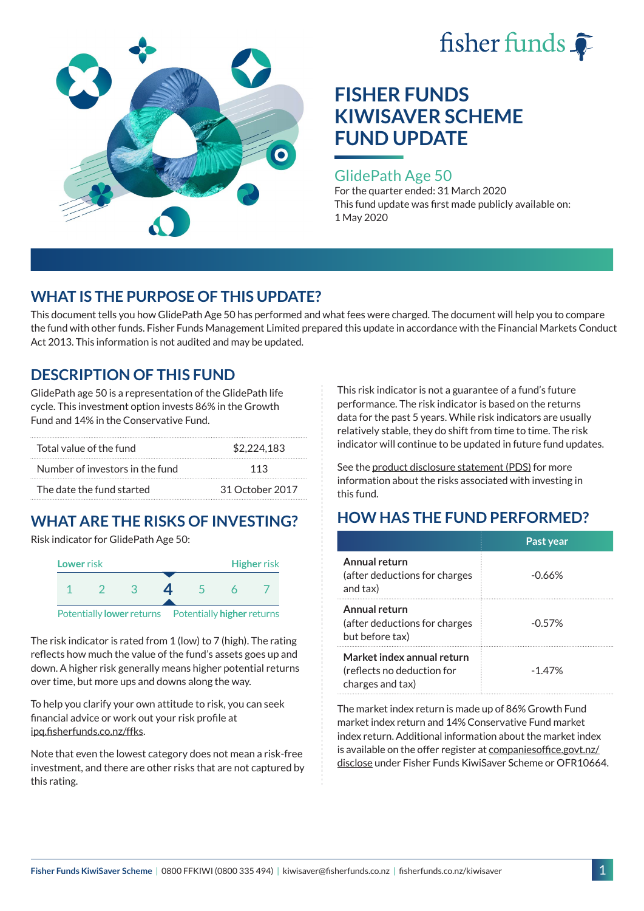fisher funds

# FISHER FUNDS KIWISAVER SCHEME FUND UPDATE

## GlidePath Age 50

For the quarter ended: 31 March 2020

This fund update was first made publicly available on: 1 May 2020

## WHAT IS THE PURPOSE OF THIS UPDATE?

This document tells you how GlidePath Age 50 has performed and what fees were charged. The document will help you to compare the fund with other funds. Fisher Funds Management Limited prepared this update in accordance with the Financial Markets Conduct Act 2013. This information is not audited and may be updated.

## DESCRIPTION OF THIS FUND

GlidePath age 50 is a representation of the GlidePath life cycle. This investment option invests 86% in the Growth Fund and 14% in the Conservative Fund.

| | |
|---|---|
| Total value of the fund | $2,224,183 |
| Number of investors in the fund | 113 |
| The date the fund started | 31 October 2017 |

## WHAT ARE THE RISKS OF INVESTING?

Risk indicator for GlidePath Age 50:

| Lower risk | | | | | | Higher risk |
|---|---|---|---|---|---|---|
| 1 | 2 | 3 | **4** | 5 | 6 | 7 |
| Potentially **lower** returns | | | | | | Potentially **higher** returns |

The risk indicator is rated from 1 (low) to 7 (high). The rating reflects how much the value of the fund's assets goes up and down. A higher risk generally means higher potential returns over time, but more ups and downs along the way.

To help you clarify your own attitude to risk, you can seek financial advice or work out your risk profile at ipq.fisherfunds.co.nz/ffks.

Note that even the lowest category does not mean a risk-free investment, and there are other risks that are not captured by this rating.

This risk indicator is not a guarantee of a fund's future performance. The risk indicator is based on the returns data for the past 5 years. While risk indicators are usually relatively stable, they do shift from time to time. The risk indicator will continue to be updated in future fund updates.

See the product disclosure statement (PDS) for more information about the risks associated with investing in this fund.

## HOW HAS THE FUND PERFORMED?

| | Past year |
|---|---|
| **Annual return** (after deductions for charges and tax) | -0.66% |
| **Annual return** (after deductions for charges but before tax) | -0.57% |
| **Market index annual return** (reflects no deduction for charges and tax) | -1.47% |

The market index return is made up of 86% Growth Fund market index return and 14% Conservative Fund market index return. Additional information about the market index is available on the offer register at companiesoffice.govt.nz/disclose under Fisher Funds KiwiSaver Scheme or OFR10664.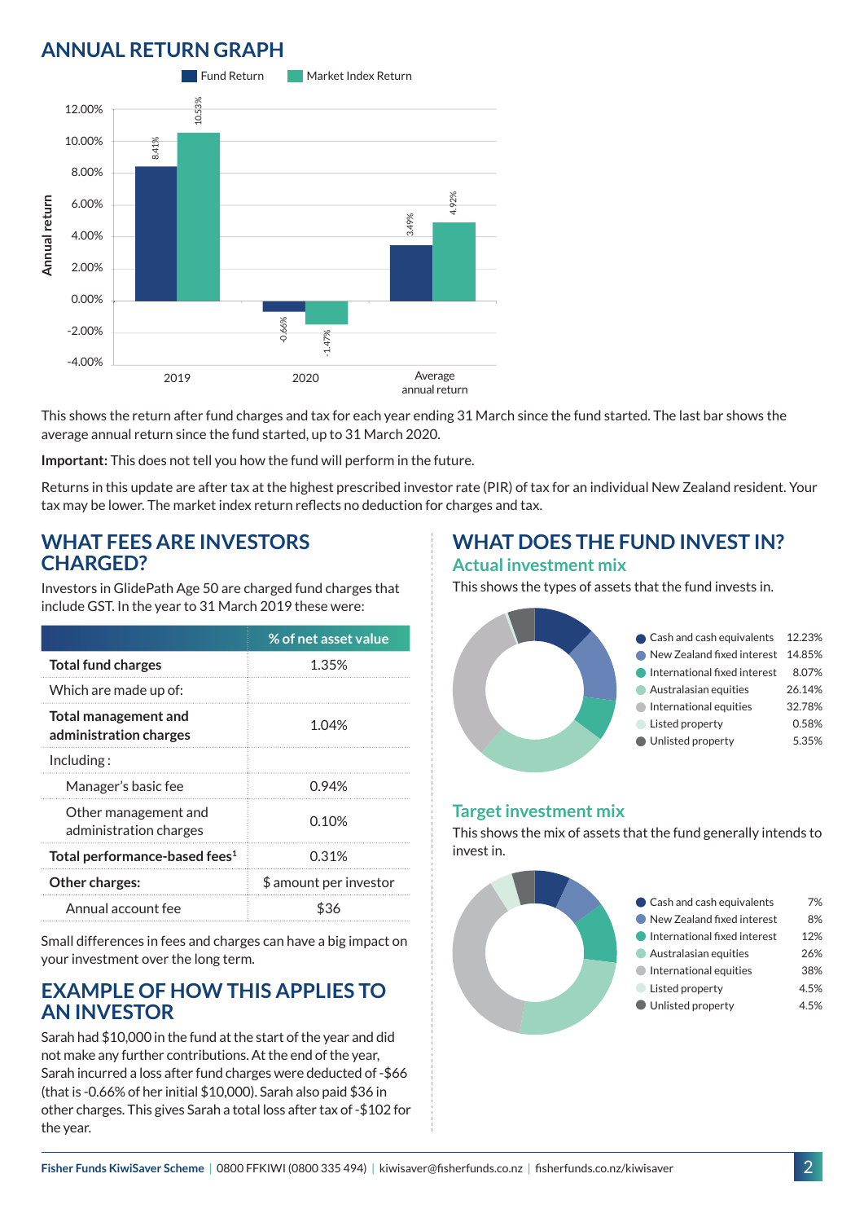## ANNUAL RETURN GRAPH

| | Fund Return | Market Index Return |
|---|---|---|
| 2019 | 8.41% | 10.53% |
| 2020 | -0.66% | -1.47% |
| Average annual return | 3.49% | 4.92% |

This shows the return after fund charges and tax for each year ending 31 March since the fund started. The last bar shows the average annual return since the fund started, up to 31 March 2020.

**Important:** This does not tell you how the fund will perform in the future.

Returns in this update are after tax at the highest prescribed investor rate (PIR) of tax for an individual New Zealand resident. Your tax may be lower. The market index return reflects no deduction for charges and tax.

## WHAT FEES ARE INVESTORS CHARGED?

Investors in GlidePath Age 50 are charged fund charges that include GST. In the year to 31 March 2019 these were:

| | % of net asset value |
|---|---|
| **Total fund charges** | 1.35% |
| Which are made up of: | |
| **Total management and administration charges** | 1.04% |
| Including : | |
| Manager's basic fee | 0.94% |
| Other management and administration charges | 0.10% |
| **Total performance-based fees[1]** | 0.31% |
| **Other charges:** | $ amount per investor |
| Annual account fee | $36 |

Small differences in fees and charges can have a big impact on your investment over the long term.

## EXAMPLE OF HOW THIS APPLIES TO AN INVESTOR

Sarah had $10,000 in the fund at the start of the year and did not make any further contributions. At the end of the year, Sarah incurred a loss after fund charges were deducted of -$66 (that is -0.66% of her initial $10,000). Sarah also paid $36 in other charges. This gives Sarah a total loss after tax of -$102 for the year.

## WHAT DOES THE FUND INVEST IN?

### Actual investment mix

This shows the types of assets that the fund invests in.

| Asset | % |
|---|---|
| Cash and cash equivalents | 12.23% |
| New Zealand fixed interest | 14.85% |
| International fixed interest | 8.07% |
| Australasian equities | 26.14% |
| International equities | 32.78% |
| Listed property | 0.58% |
| Unlisted property | 5.35% |

### Target investment mix

This shows the mix of assets that the fund generally intends to invest in.

| Asset | % |
|---|---|
| Cash and cash equivalents | 7% |
| New Zealand fixed interest | 8% |
| International fixed interest | 12% |
| Australasian equities | 26% |
| International equities | 38% |
| Listed property | 4.5% |
| Unlisted property | 4.5% |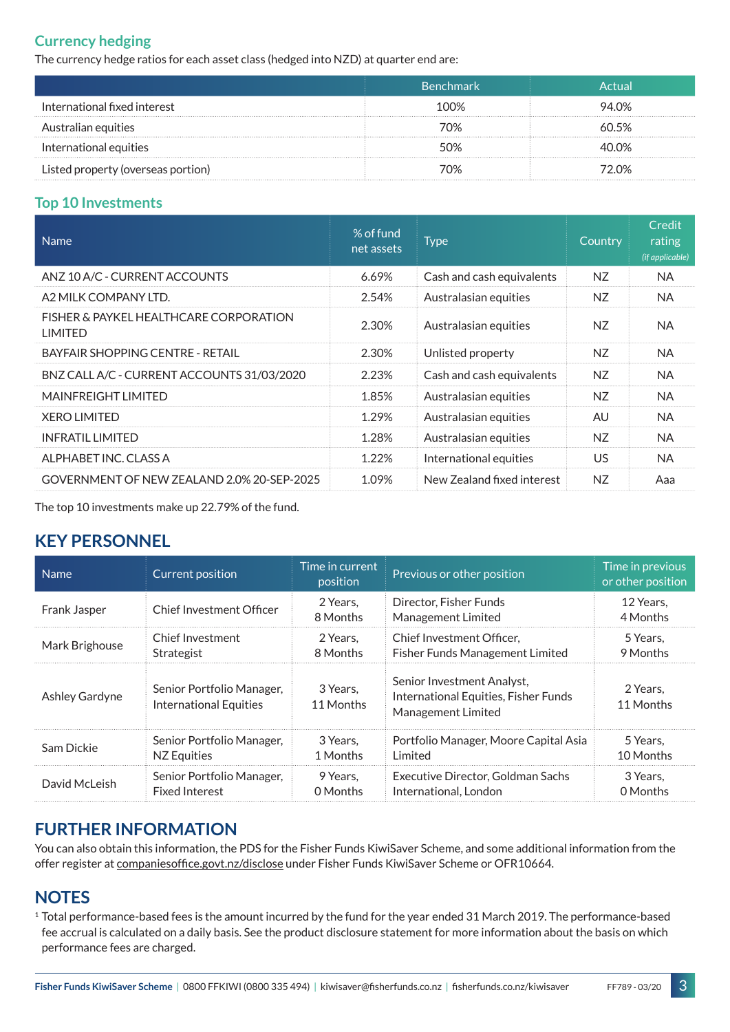## Currency hedging

The currency hedge ratios for each asset class (hedged into NZD) at quarter end are:

| | Benchmark | Actual |
|---|---|---|
| International fixed interest | 100% | 94.0% |
| Australian equities | 70% | 60.5% |
| International equities | 50% | 40.0% |
| Listed property (overseas portion) | 70% | 72.0% |

## Top 10 Investments

| Name | % of fund net assets | Type | Country | Credit rating *(if applicable)* |
|---|---|---|---|---|
| ANZ 10 A/C - CURRENT ACCOUNTS | 6.69% | Cash and cash equivalents | NZ | NA |
| A2 MILK COMPANY LTD. | 2.54% | Australasian equities | NZ | NA |
| FISHER & PAYKEL HEALTHCARE CORPORATION LIMITED | 2.30% | Australasian equities | NZ | NA |
| BAYFAIR SHOPPING CENTRE - RETAIL | 2.30% | Unlisted property | NZ | NA |
| BNZ CALL A/C - CURRENT ACCOUNTS 31/03/2020 | 2.23% | Cash and cash equivalents | NZ | NA |
| MAINFREIGHT LIMITED | 1.85% | Australasian equities | NZ | NA |
| XERO LIMITED | 1.29% | Australasian equities | AU | NA |
| INFRATIL LIMITED | 1.28% | Australasian equities | NZ | NA |
| ALPHABET INC. CLASS A | 1.22% | International equities | US | NA |
| GOVERNMENT OF NEW ZEALAND 2.0% 20-SEP-2025 | 1.09% | New Zealand fixed interest | NZ | Aaa |

The top 10 investments make up 22.79% of the fund.

## KEY PERSONNEL

| Name | Current position | Time in current position | Previous or other position | Time in previous or other position |
|---|---|---|---|---|
| Frank Jasper | Chief Investment Officer | 2 Years, 8 Months | Director, Fisher Funds Management Limited | 12 Years, 4 Months |
| Mark Brighouse | Chief Investment Strategist | 2 Years, 8 Months | Chief Investment Officer, Fisher Funds Management Limited | 5 Years, 9 Months |
| Ashley Gardyne | Senior Portfolio Manager, International Equities | 3 Years, 11 Months | Senior Investment Analyst, International Equities, Fisher Funds Management Limited | 2 Years, 11 Months |
| Sam Dickie | Senior Portfolio Manager, NZ Equities | 3 Years, 1 Months | Portfolio Manager, Moore Capital Asia Limited | 5 Years, 10 Months |
| David McLeish | Senior Portfolio Manager, Fixed Interest | 9 Years, 0 Months | Executive Director, Goldman Sachs International, London | 3 Years, 0 Months |

## FURTHER INFORMATION

You can also obtain this information, the PDS for the Fisher Funds KiwiSaver Scheme, and some additional information from the offer register at companiesoffice.govt.nz/disclose under Fisher Funds KiwiSaver Scheme or OFR10664.

## NOTES

[1] Total performance-based fees is the amount incurred by the fund for the year ended 31 March 2019. The performance-based fee accrual is calculated on a daily basis. See the product disclosure statement for more information about the basis on which performance fees are charged.

**Fisher Funds KiwiSaver Scheme** | 0800 FFKIWI (0800 335 494) | kiwisaver@fisherfunds.co.nz | fisherfunds.co.nz/kiwisaver FF789 - 03/20